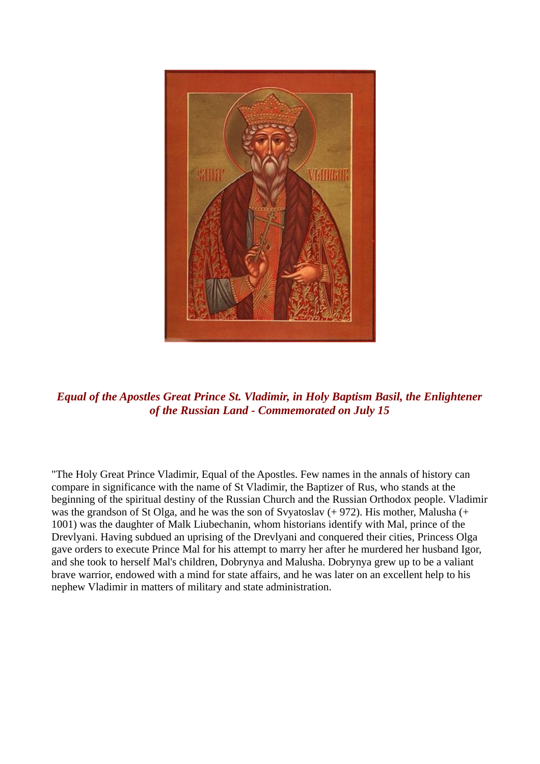***Equal of the Apostles Great Prince St. Vladimir, in Holy Baptism Basil, the Enlightener of the Russian Land - Commemorated on July 15***

"The Holy Great Prince Vladimir, Equal of the Apostles. Few names in the annals of history can compare in significance with the name of St Vladimir, the Baptizer of Rus, who stands at the beginning of the spiritual destiny of the Russian Church and the Russian Orthodox people. Vladimir was the grandson of St Olga, and he was the son of Svyatoslav (+ 972). His mother, Malusha (+ 1001) was the daughter of Malk Liubechanin, whom historians identify with Mal, prince of the Drevlyani. Having subdued an uprising of the Drevlyani and conquered their cities, Princess Olga gave orders to execute Prince Mal for his attempt to marry her after he murdered her husband Igor, and she took to herself Mal's children, Dobrynya and Malusha. Dobrynya grew up to be a valiant brave warrior, endowed with a mind for state affairs, and he was later on an excellent help to his nephew Vladimir in matters of military and state administration.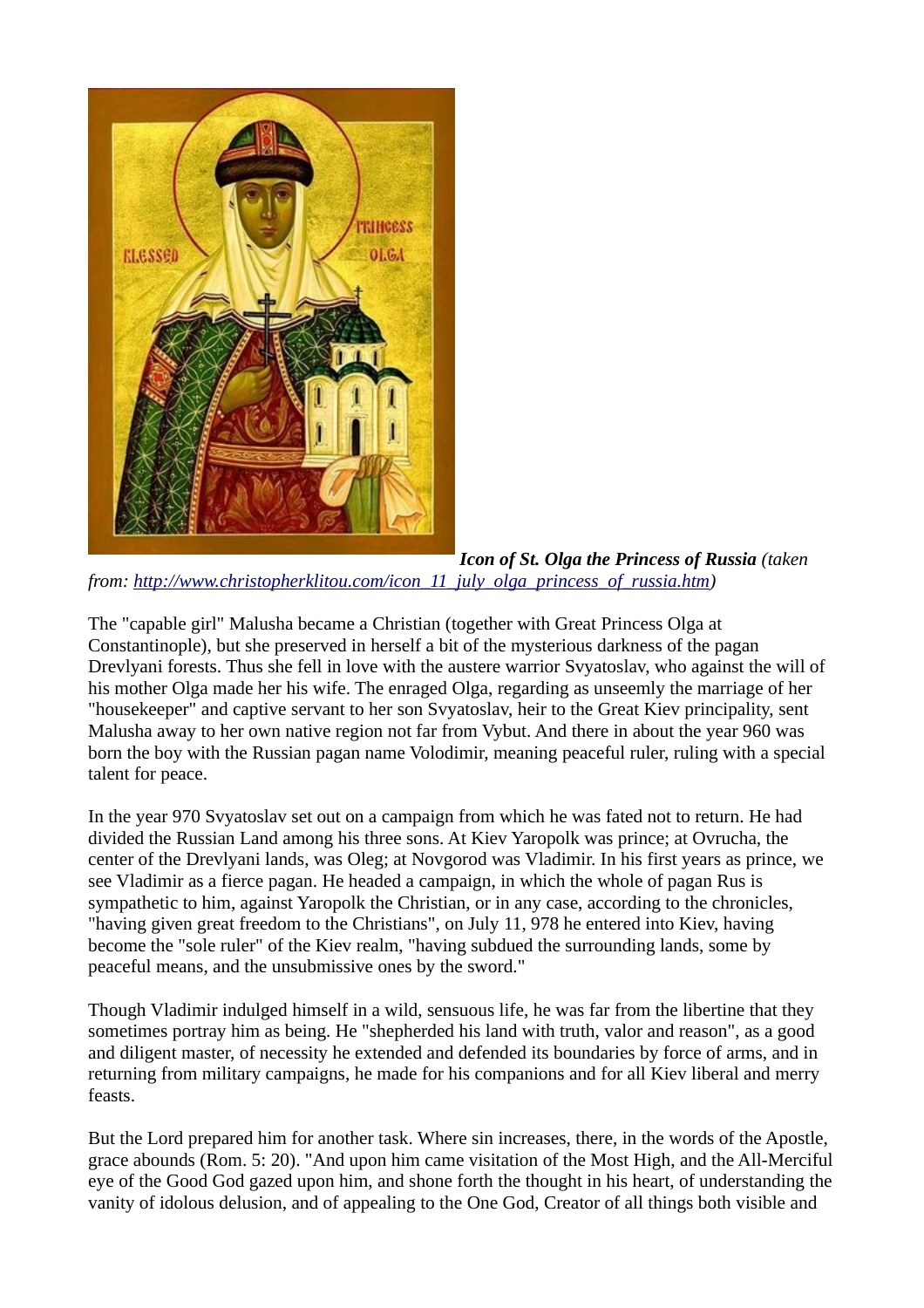***Icon of St. Olga the Princess of Russia*** *(taken from: [http://www.christopherklitou.com/icon_11_july_olga_princess_of_russia.htm](http://www.christopherklitou.com/icon_11_july_olga_princess_of_russia.htm))*

The "capable girl" Malusha became a Christian (together with Great Princess Olga at Constantinople), but she preserved in herself a bit of the mysterious darkness of the pagan Drevlyani forests. Thus she fell in love with the austere warrior Svyatoslav, who against the will of his mother Olga made her his wife. The enraged Olga, regarding as unseemly the marriage of her "housekeeper" and captive servant to her son Svyatoslav, heir to the Great Kiev principality, sent Malusha away to her own native region not far from Vybut. And there in about the year 960 was born the boy with the Russian pagan name Volodimir, meaning peaceful ruler, ruling with a special talent for peace.

In the year 970 Svyatoslav set out on a campaign from which he was fated not to return. He had divided the Russian Land among his three sons. At Kiev Yaropolk was prince; at Ovrucha, the center of the Drevlyani lands, was Oleg; at Novgorod was Vladimir. In his first years as prince, we see Vladimir as a fierce pagan. He headed a campaign, in which the whole of pagan Rus is sympathetic to him, against Yaropolk the Christian, or in any case, according to the chronicles, "having given great freedom to the Christians", on July 11, 978 he entered into Kiev, having become the "sole ruler" of the Kiev realm, "having subdued the surrounding lands, some by peaceful means, and the unsubmissive ones by the sword."

Though Vladimir indulged himself in a wild, sensuous life, he was far from the libertine that they sometimes portray him as being. He "shepherded his land with truth, valor and reason", as a good and diligent master, of necessity he extended and defended its boundaries by force of arms, and in returning from military campaigns, he made for his companions and for all Kiev liberal and merry feasts.

But the Lord prepared him for another task. Where sin increases, there, in the words of the Apostle, grace abounds (Rom. 5: 20). "And upon him came visitation of the Most High, and the All-Merciful eye of the Good God gazed upon him, and shone forth the thought in his heart, of understanding the vanity of idolous delusion, and of appealing to the One God, Creator of all things both visible and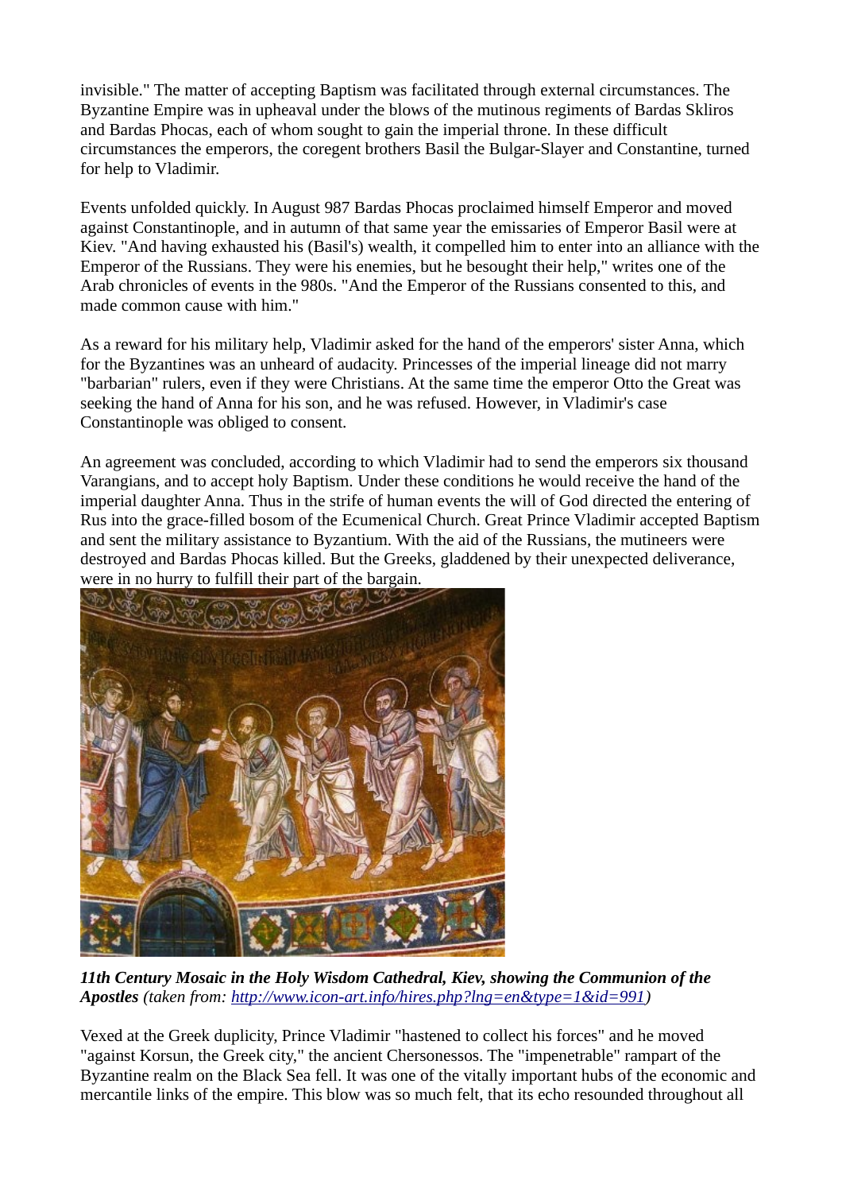invisible." The matter of accepting Baptism was facilitated through external circumstances. The Byzantine Empire was in upheaval under the blows of the mutinous regiments of Bardas Skliros and Bardas Phocas, each of whom sought to gain the imperial throne. In these difficult circumstances the emperors, the coregent brothers Basil the Bulgar-Slayer and Constantine, turned for help to Vladimir.

Events unfolded quickly. In August 987 Bardas Phocas proclaimed himself Emperor and moved against Constantinople, and in autumn of that same year the emissaries of Emperor Basil were at Kiev. "And having exhausted his (Basil's) wealth, it compelled him to enter into an alliance with the Emperor of the Russians. They were his enemies, but he besought their help," writes one of the Arab chronicles of events in the 980s. "And the Emperor of the Russians consented to this, and made common cause with him."

As a reward for his military help, Vladimir asked for the hand of the emperors' sister Anna, which for the Byzantines was an unheard of audacity. Princesses of the imperial lineage did not marry "barbarian" rulers, even if they were Christians. At the same time the emperor Otto the Great was seeking the hand of Anna for his son, and he was refused. However, in Vladimir's case Constantinople was obliged to consent.

An agreement was concluded, according to which Vladimir had to send the emperors six thousand Varangians, and to accept holy Baptism. Under these conditions he would receive the hand of the imperial daughter Anna. Thus in the strife of human events the will of God directed the entering of Rus into the grace-filled bosom of the Ecumenical Church. Great Prince Vladimir accepted Baptism and sent the military assistance to Byzantium. With the aid of the Russians, the mutineers were destroyed and Bardas Phocas killed. But the Greeks, gladdened by their unexpected deliverance, were in no hurry to fulfill their part of the bargain.

***11th Century Mosaic in the Holy Wisdom Cathedral, Kiev, showing the Communion of the Apostles*** *(taken from: http://www.icon-art.info/hires.php?lng=en&type=1&id=991)*

Vexed at the Greek duplicity, Prince Vladimir "hastened to collect his forces" and he moved "against Korsun, the Greek city," the ancient Chersonessos. The "impenetrable" rampart of the Byzantine realm on the Black Sea fell. It was one of the vitally important hubs of the economic and mercantile links of the empire. This blow was so much felt, that its echo resounded throughout all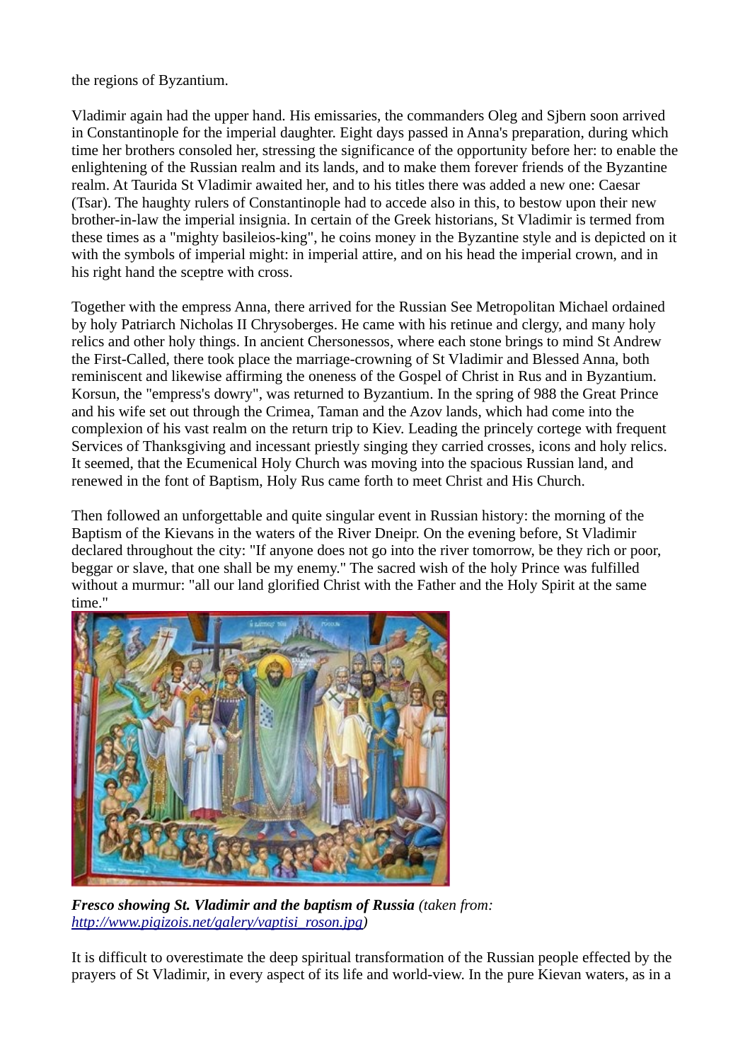the regions of Byzantium.

Vladimir again had the upper hand. His emissaries, the commanders Oleg and Sjbern soon arrived in Constantinople for the imperial daughter. Eight days passed in Anna's preparation, during which time her brothers consoled her, stressing the significance of the opportunity before her: to enable the enlightening of the Russian realm and its lands, and to make them forever friends of the Byzantine realm. At Taurida St Vladimir awaited her, and to his titles there was added a new one: Caesar (Tsar). The haughty rulers of Constantinople had to accede also in this, to bestow upon their new brother-in-law the imperial insignia. In certain of the Greek historians, St Vladimir is termed from these times as a "mighty basileios-king", he coins money in the Byzantine style and is depicted on it with the symbols of imperial might: in imperial attire, and on his head the imperial crown, and in his right hand the sceptre with cross.

Together with the empress Anna, there arrived for the Russian See Metropolitan Michael ordained by holy Patriarch Nicholas II Chrysoberges. He came with his retinue and clergy, and many holy relics and other holy things. In ancient Chersonessos, where each stone brings to mind St Andrew the First-Called, there took place the marriage-crowning of St Vladimir and Blessed Anna, both reminiscent and likewise affirming the oneness of the Gospel of Christ in Rus and in Byzantium. Korsun, the "empress's dowry", was returned to Byzantium. In the spring of 988 the Great Prince and his wife set out through the Crimea, Taman and the Azov lands, which had come into the complexion of his vast realm on the return trip to Kiev. Leading the princely cortege with frequent Services of Thanksgiving and incessant priestly singing they carried crosses, icons and holy relics. It seemed, that the Ecumenical Holy Church was moving into the spacious Russian land, and renewed in the font of Baptism, Holy Rus came forth to meet Christ and His Church.

Then followed an unforgettable and quite singular event in Russian history: the morning of the Baptism of the Kievans in the waters of the River Dneipr. On the evening before, St Vladimir declared throughout the city: "If anyone does not go into the river tomorrow, be they rich or poor, beggar or slave, that one shall be my enemy." The sacred wish of the holy Prince was fulfilled without a murmur: "all our land glorified Christ with the Father and the Holy Spirit at the same time."

***Fresco showing St. Vladimir and the baptism of Russia*** *(taken from: http://www.pigizois.net/galery/vaptisi_roson.jpg)*

It is difficult to overestimate the deep spiritual transformation of the Russian people effected by the prayers of St Vladimir, in every aspect of its life and world-view. In the pure Kievan waters, as in a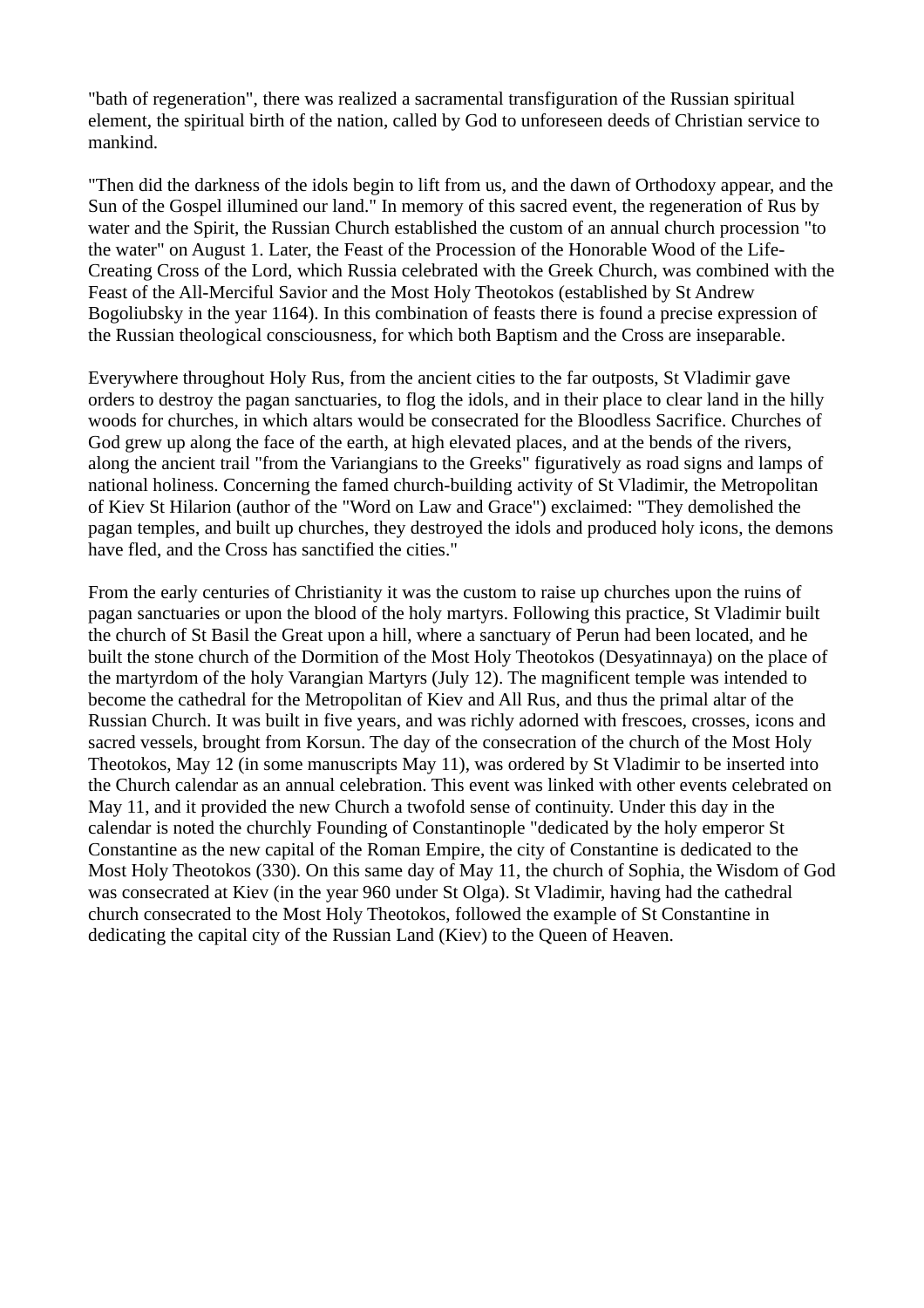"bath of regeneration", there was realized a sacramental transfiguration of the Russian spiritual element, the spiritual birth of the nation, called by God to unforeseen deeds of Christian service to mankind.

"Then did the darkness of the idols begin to lift from us, and the dawn of Orthodoxy appear, and the Sun of the Gospel illumined our land." In memory of this sacred event, the regeneration of Rus by water and the Spirit, the Russian Church established the custom of an annual church procession "to the water" on August 1. Later, the Feast of the Procession of the Honorable Wood of the Life-Creating Cross of the Lord, which Russia celebrated with the Greek Church, was combined with the Feast of the All-Merciful Savior and the Most Holy Theotokos (established by St Andrew Bogoliubsky in the year 1164). In this combination of feasts there is found a precise expression of the Russian theological consciousness, for which both Baptism and the Cross are inseparable.

Everywhere throughout Holy Rus, from the ancient cities to the far outposts, St Vladimir gave orders to destroy the pagan sanctuaries, to flog the idols, and in their place to clear land in the hilly woods for churches, in which altars would be consecrated for the Bloodless Sacrifice. Churches of God grew up along the face of the earth, at high elevated places, and at the bends of the rivers, along the ancient trail "from the Variangians to the Greeks" figuratively as road signs and lamps of national holiness. Concerning the famed church-building activity of St Vladimir, the Metropolitan of Kiev St Hilarion (author of the "Word on Law and Grace") exclaimed: "They demolished the pagan temples, and built up churches, they destroyed the idols and produced holy icons, the demons have fled, and the Cross has sanctified the cities."

From the early centuries of Christianity it was the custom to raise up churches upon the ruins of pagan sanctuaries or upon the blood of the holy martyrs. Following this practice, St Vladimir built the church of St Basil the Great upon a hill, where a sanctuary of Perun had been located, and he built the stone church of the Dormition of the Most Holy Theotokos (Desyatinnaya) on the place of the martyrdom of the holy Varangian Martyrs (July 12). The magnificent temple was intended to become the cathedral for the Metropolitan of Kiev and All Rus, and thus the primal altar of the Russian Church. It was built in five years, and was richly adorned with frescoes, crosses, icons and sacred vessels, brought from Korsun. The day of the consecration of the church of the Most Holy Theotokos, May 12 (in some manuscripts May 11), was ordered by St Vladimir to be inserted into the Church calendar as an annual celebration. This event was linked with other events celebrated on May 11, and it provided the new Church a twofold sense of continuity. Under this day in the calendar is noted the churchly Founding of Constantinople "dedicated by the holy emperor St Constantine as the new capital of the Roman Empire, the city of Constantine is dedicated to the Most Holy Theotokos (330). On this same day of May 11, the church of Sophia, the Wisdom of God was consecrated at Kiev (in the year 960 under St Olga). St Vladimir, having had the cathedral church consecrated to the Most Holy Theotokos, followed the example of St Constantine in dedicating the capital city of the Russian Land (Kiev) to the Queen of Heaven.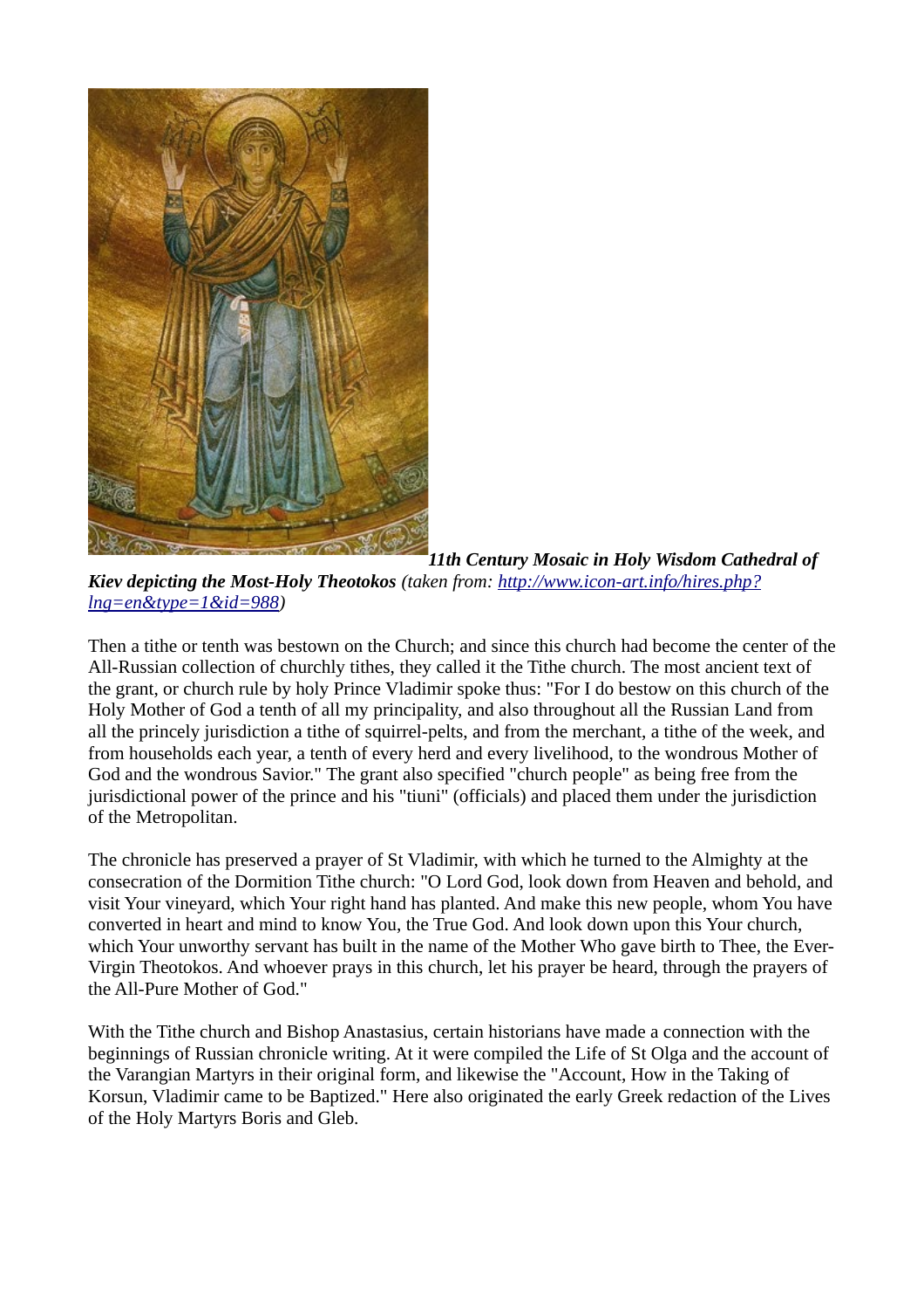***11th Century Mosaic in Holy Wisdom Cathedral of Kiev depicting the Most-Holy Theotokos*** *(taken from: http://www.icon-art.info/hires.php?lng=en&type=1&id=988)*

Then a tithe or tenth was bestowed on the Church; and since this church had become the center of the All-Russian collection of churchly tithes, they called it the Tithe church. The most ancient text of the grant, or church rule by holy Prince Vladimir spoke thus: "For I do bestow on this church of the Holy Mother of God a tenth of all my principality, and also throughout all the Russian Land from all the princely jurisdiction a tithe of squirrel-pelts, and from the merchant, a tithe of the week, and from households each year, a tenth of every herd and every livelihood, to the wondrous Mother of God and the wondrous Savior." The grant also specified "church people" as being free from the jurisdictional power of the prince and his "tiuni" (officials) and placed them under the jurisdiction of the Metropolitan.

The chronicle has preserved a prayer of St Vladimir, with which he turned to the Almighty at the consecration of the Dormition Tithe church: "O Lord God, look down from Heaven and behold, and visit Your vineyard, which Your right hand has planted. And make this new people, whom You have converted in heart and mind to know You, the True God. And look down upon this Your church, which Your unworthy servant has built in the name of the Mother Who gave birth to Thee, the Ever-Virgin Theotokos. And whoever prays in this church, let his prayer be heard, through the prayers of the All-Pure Mother of God."

With the Tithe church and Bishop Anastasius, certain historians have made a connection with the beginnings of Russian chronicle writing. At it were compiled the Life of St Olga and the account of the Varangian Martyrs in their original form, and likewise the "Account, How in the Taking of Korsun, Vladimir came to be Baptized." Here also originated the early Greek redaction of the Lives of the Holy Martyrs Boris and Gleb.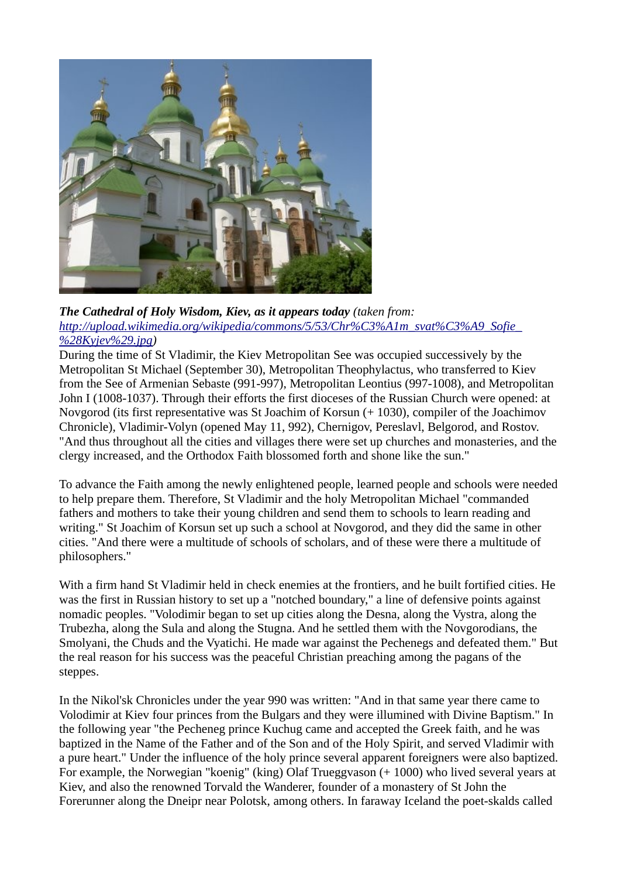***The Cathedral of Holy Wisdom, Kiev, as it appears today*** *(taken from: [http://upload.wikimedia.org/wikipedia/commons/5/53/Chr%C3%A1m_svat%C3%A9_Sofie_%28Kyjev%29.jpg](http://upload.wikimedia.org/wikipedia/commons/5/53/Chr%C3%A1m_svat%C3%A9_Sofie_%28Kyjev%29.jpg))*

During the time of St Vladimir, the Kiev Metropolitan See was occupied successively by the Metropolitan St Michael (September 30), Metropolitan Theophylactus, who transferred to Kiev from the See of Armenian Sebaste (991-997), Metropolitan Leontius (997-1008), and Metropolitan John I (1008-1037). Through their efforts the first dioceses of the Russian Church were opened: at Novgorod (its first representative was St Joachim of Korsun (+ 1030), compiler of the Joachimov Chronicle), Vladimir-Volyn (opened May 11, 992), Chernigov, Pereslavl, Belgorod, and Rostov. "And thus throughout all the cities and villages there were set up churches and monasteries, and the clergy increased, and the Orthodox Faith blossomed forth and shone like the sun."

To advance the Faith among the newly enlightened people, learned people and schools were needed to help prepare them. Therefore, St Vladimir and the holy Metropolitan Michael "commanded fathers and mothers to take their young children and send them to schools to learn reading and writing." St Joachim of Korsun set up such a school at Novgorod, and they did the same in other cities. "And there were a multitude of schools of scholars, and of these were there a multitude of philosophers."

With a firm hand St Vladimir held in check enemies at the frontiers, and he built fortified cities. He was the first in Russian history to set up a "notched boundary," a line of defensive points against nomadic peoples. "Volodimir began to set up cities along the Desna, along the Vystra, along the Trubezha, along the Sula and along the Stugna. And he settled them with the Novgorodians, the Smolyani, the Chuds and the Vyatichi. He made war against the Pechenegs and defeated them." But the real reason for his success was the peaceful Christian preaching among the pagans of the steppes.

In the Nikol'sk Chronicles under the year 990 was written: "And in that same year there came to Volodimir at Kiev four princes from the Bulgars and they were illumined with Divine Baptism." In the following year "the Pecheneg prince Kuchug came and accepted the Greek faith, and he was baptized in the Name of the Father and of the Son and of the Holy Spirit, and served Vladimir with a pure heart." Under the influence of the holy prince several apparent foreigners were also baptized. For example, the Norwegian "koenig" (king) Olaf Trueggvason (+ 1000) who lived several years at Kiev, and also the renowned Torvald the Wanderer, founder of a monastery of St John the Forerunner along the Dneipr near Polotsk, among others. In faraway Iceland the poet-skalds called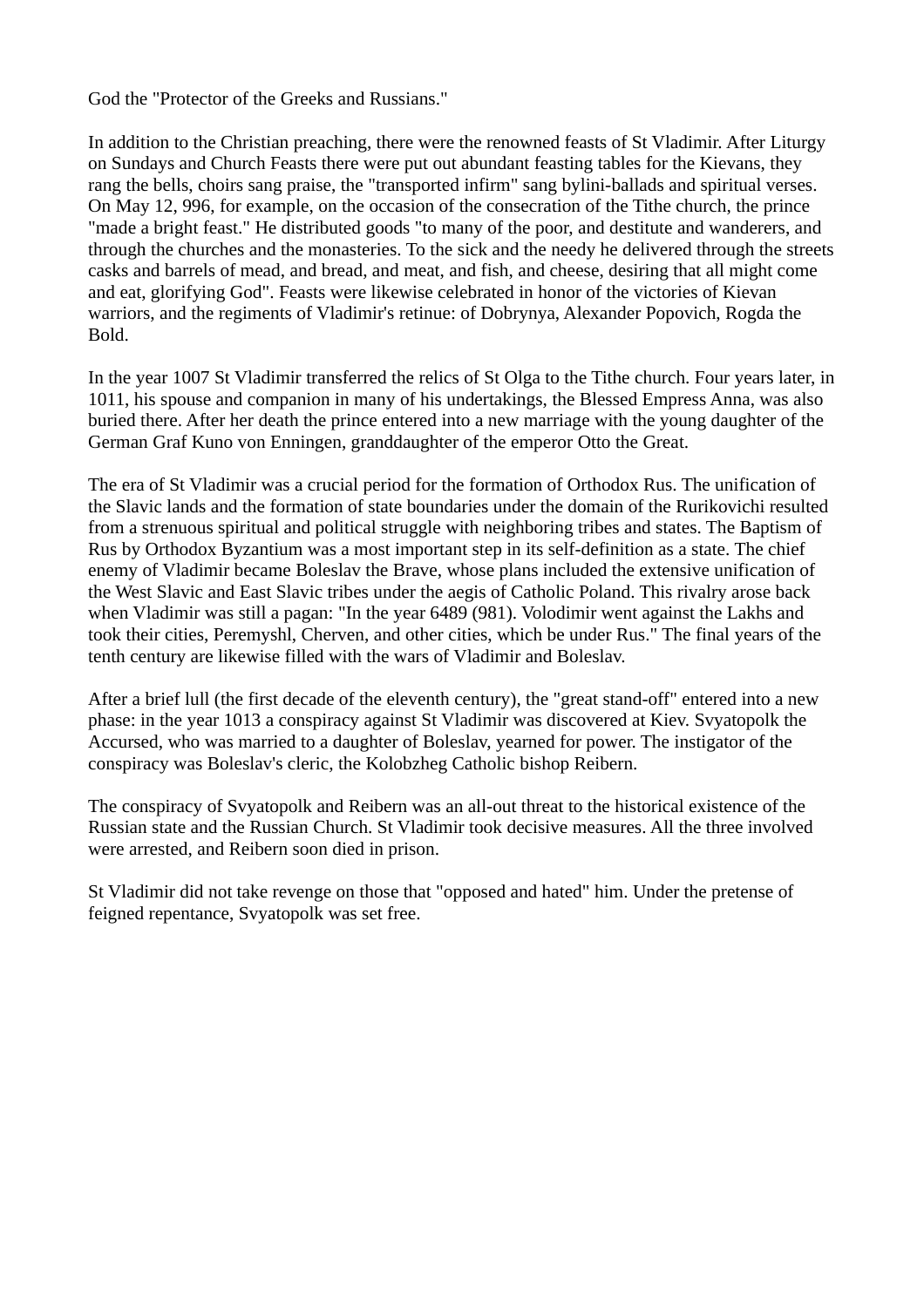God the "Protector of the Greeks and Russians."

In addition to the Christian preaching, there were the renowned feasts of St Vladimir. After Liturgy on Sundays and Church Feasts there were put out abundant feasting tables for the Kievans, they rang the bells, choirs sang praise, the "transported infirm" sang bylini-ballads and spiritual verses. On May 12, 996, for example, on the occasion of the consecration of the Tithe church, the prince "made a bright feast." He distributed goods "to many of the poor, and destitute and wanderers, and through the churches and the monasteries. To the sick and the needy he delivered through the streets casks and barrels of mead, and bread, and meat, and fish, and cheese, desiring that all might come and eat, glorifying God". Feasts were likewise celebrated in honor of the victories of Kievan warriors, and the regiments of Vladimir's retinue: of Dobrynya, Alexander Popovich, Rogda the Bold.

In the year 1007 St Vladimir transferred the relics of St Olga to the Tithe church. Four years later, in 1011, his spouse and companion in many of his undertakings, the Blessed Empress Anna, was also buried there. After her death the prince entered into a new marriage with the young daughter of the German Graf Kuno von Enningen, granddaughter of the emperor Otto the Great.

The era of St Vladimir was a crucial period for the formation of Orthodox Rus. The unification of the Slavic lands and the formation of state boundaries under the domain of the Rurikovichi resulted from a strenuous spiritual and political struggle with neighboring tribes and states. The Baptism of Rus by Orthodox Byzantium was a most important step in its self-definition as a state. The chief enemy of Vladimir became Boleslav the Brave, whose plans included the extensive unification of the West Slavic and East Slavic tribes under the aegis of Catholic Poland. This rivalry arose back when Vladimir was still a pagan: "In the year 6489 (981). Volodimir went against the Lakhs and took their cities, Peremyshl, Cherven, and other cities, which be under Rus." The final years of the tenth century are likewise filled with the wars of Vladimir and Boleslav.

After a brief lull (the first decade of the eleventh century), the "great stand-off" entered into a new phase: in the year 1013 a conspiracy against St Vladimir was discovered at Kiev. Svyatopolk the Accursed, who was married to a daughter of Boleslav, yearned for power. The instigator of the conspiracy was Boleslav's cleric, the Kolobzheg Catholic bishop Reibern.

The conspiracy of Svyatopolk and Reibern was an all-out threat to the historical existence of the Russian state and the Russian Church. St Vladimir took decisive measures. All the three involved were arrested, and Reibern soon died in prison.

St Vladimir did not take revenge on those that "opposed and hated" him. Under the pretense of feigned repentance, Svyatopolk was set free.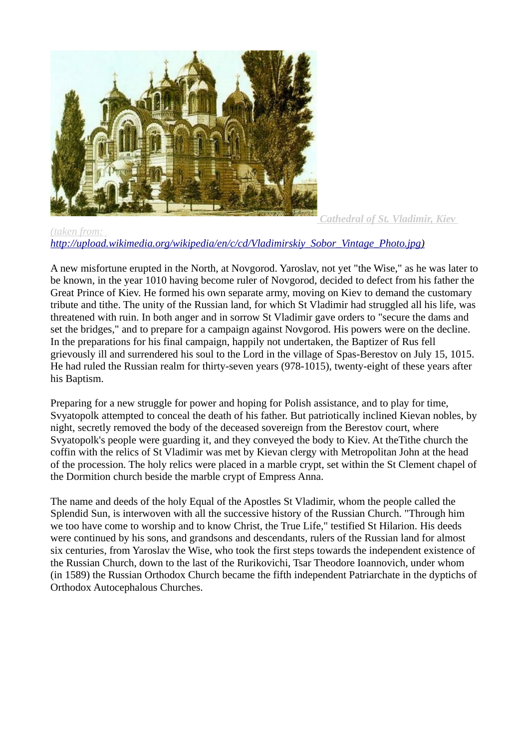*Cathedral of St. Vladimir, Kiev (taken from: [http://upload.wikimedia.org/wikipedia/en/c/cd/Vladimirskiy_Sobor_Vintage_Photo.jpg](http://upload.wikimedia.org/wikipedia/en/c/cd/Vladimirskiy_Sobor_Vintage_Photo.jpg))*

A new misfortune erupted in the North, at Novgorod. Yaroslav, not yet "the Wise," as he was later to be known, in the year 1010 having become ruler of Novgorod, decided to defect from his father the Great Prince of Kiev. He formed his own separate army, moving on Kiev to demand the customary tribute and tithe. The unity of the Russian land, for which St Vladimir had struggled all his life, was threatened with ruin. In both anger and in sorrow St Vladimir gave orders to "secure the dams and set the bridges," and to prepare for a campaign against Novgorod. His powers were on the decline. In the preparations for his final campaign, happily not undertaken, the Baptizer of Rus fell grievously ill and surrendered his soul to the Lord in the village of Spas-Berestov on July 15, 1015. He had ruled the Russian realm for thirty-seven years (978-1015), twenty-eight of these years after his Baptism.

Preparing for a new struggle for power and hoping for Polish assistance, and to play for time, Svyatopolk attempted to conceal the death of his father. But patriotically inclined Kievan nobles, by night, secretly removed the body of the deceased sovereign from the Berestov court, where Svyatopolk's people were guarding it, and they conveyed the body to Kiev. At theTithe church the coffin with the relics of St Vladimir was met by Kievan clergy with Metropolitan John at the head of the procession. The holy relics were placed in a marble crypt, set within the St Clement chapel of the Dormition church beside the marble crypt of Empress Anna.

The name and deeds of the holy Equal of the Apostles St Vladimir, whom the people called the Splendid Sun, is interwoven with all the successive history of the Russian Church. "Through him we too have come to worship and to know Christ, the True Life," testified St Hilarion. His deeds were continued by his sons, and grandsons and descendants, rulers of the Russian land for almost six centuries, from Yaroslav the Wise, who took the first steps towards the independent existence of the Russian Church, down to the last of the Rurikovichi, Tsar Theodore Ioannovich, under whom (in 1589) the Russian Orthodox Church became the fifth independent Patriarchate in the dyptichs of Orthodox Autocephalous Churches.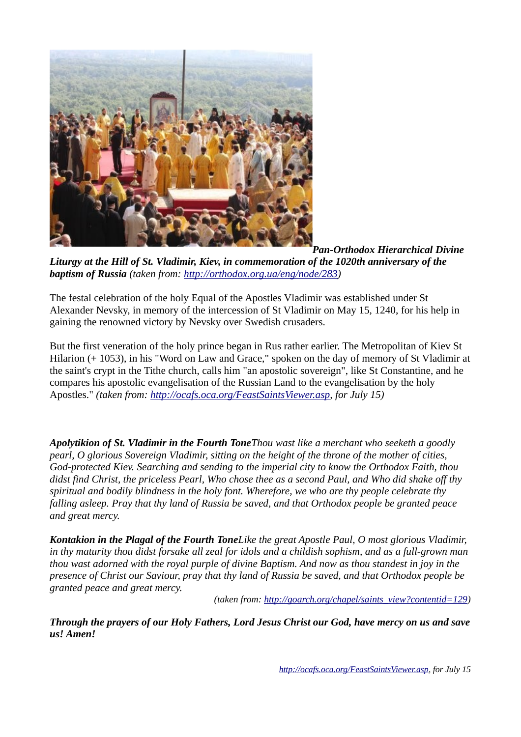***Pan-Orthodox Hierarchical Divine Liturgy at the Hill of St. Vladimir, Kiev, in commemoration of the 1020th anniversary of the baptism of Russia*** *(taken from: http://orthodox.org.ua/eng/node/283)*

The festal celebration of the holy Equal of the Apostles Vladimir was established under St Alexander Nevsky, in memory of the intercession of St Vladimir on May 15, 1240, for his help in gaining the renowned victory by Nevsky over Swedish crusaders.

But the first veneration of the holy prince began in Rus rather earlier. The Metropolitan of Kiev St Hilarion (+ 1053), in his "Word on Law and Grace," spoken on the day of memory of St Vladimir at the saint's crypt in the Tithe church, calls him "an apostolic sovereign", like St Constantine, and he compares his apostolic evangelisation of the Russian Land to the evangelisation by the holy Apostles." *(taken from: http://ocafs.oca.org/FeastSaintsViewer.asp, for July 15)*

***Apolytikion of St. Vladimir in the Fourth Tone*** *Thou wast like a merchant who seeketh a goodly pearl, O glorious Sovereign Vladimir, sitting on the height of the throne of the mother of cities, God-protected Kiev. Searching and sending to the imperial city to know the Orthodox Faith, thou didst find Christ, the priceless Pearl, Who chose thee as a second Paul, and Who did shake off thy spiritual and bodily blindness in the holy font. Wherefore, we who are thy people celebrate thy falling asleep. Pray that thy land of Russia be saved, and that Orthodox people be granted peace and great mercy.*

***Kontakion in the Plagal of the Fourth Tone*** *Like the great Apostle Paul, O most glorious Vladimir, in thy maturity thou didst forsake all zeal for idols and a childish sophism, and as a full-grown man thou wast adorned with the royal purple of divine Baptism. And now as thou standest in joy in the presence of Christ our Saviour, pray that thy land of Russia be saved, and that Orthodox people be granted peace and great mercy.*

*(taken from: http://goarch.org/chapel/saints_view?contentid=129)*

***Through the prayers of our Holy Fathers, Lord Jesus Christ our God, have mercy on us and save us! Amen!***

*http://ocafs.oca.org/FeastSaintsViewer.asp, for July 15*